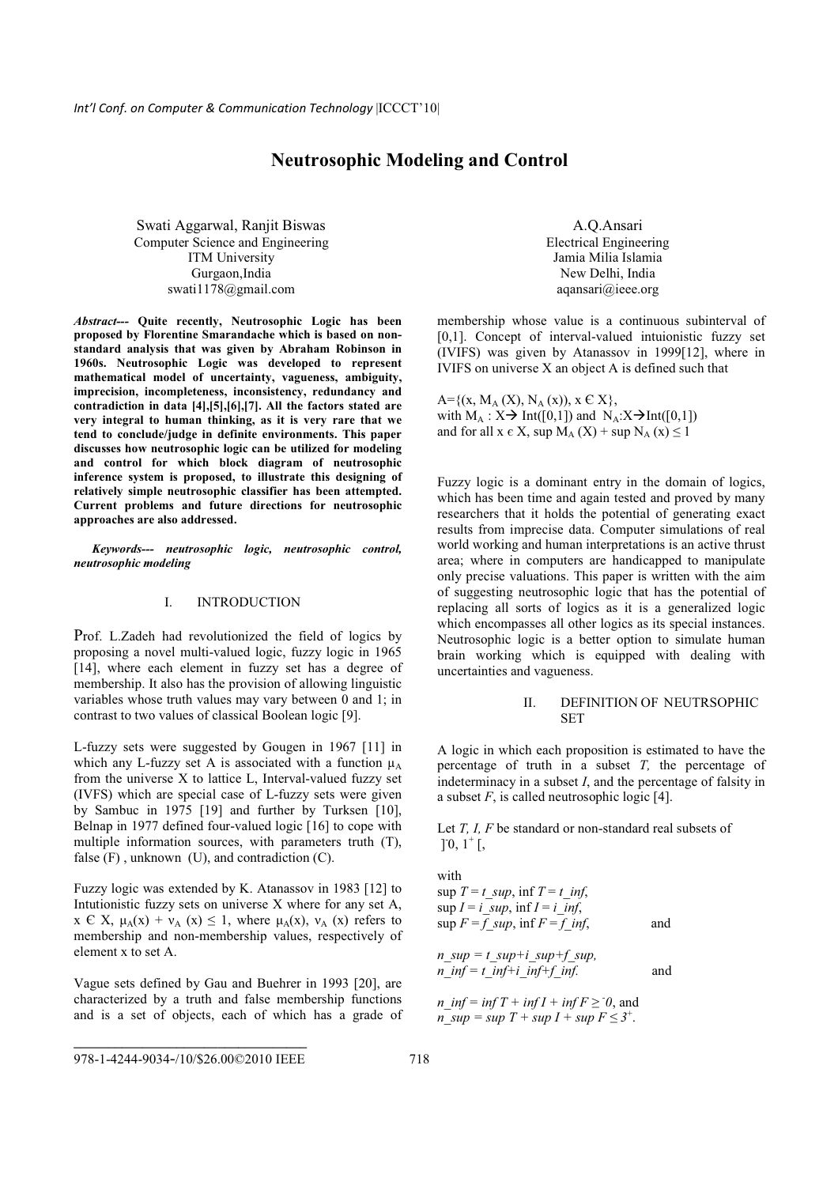# Neutrosophic Modeling and Control

Swati Aggarwal, Ranjit Biswas
Computer Science and Engineering
ITM University
Gurgaon,India
swati1178@gmail.com

A.Q.Ansari
Electrical Engineering
Jamia Milia Islamia
New Delhi, India
aqansari@ieee.org

***Abstract---*** **Quite recently, Neutrosophic Logic has been proposed by Florentine Smarandache which is based on non-standard analysis that was given by Abraham Robinson in 1960s. Neutrosophic Logic was developed to represent mathematical model of uncertainty, vagueness, ambiguity, imprecision, incompleteness, inconsistency, redundancy and contradiction in data [4],[5],[6],[7]. All the factors stated are very integral to human thinking, as it is very rare that we tend to conclude/judge in definite environments. This paper discusses how neutrosophic logic can be utilized for modeling and control for which block diagram of neutrosophic inference system is proposed, to illustrate this designing of relatively simple neutrosophic classifier has been attempted. Current problems and future directions for neutrosophic approaches are also addressed.**

***Keywords--- neutrosophic logic, neutrosophic control, neutrosophic modeling***

## I. INTRODUCTION

Prof. L.Zadeh had revolutionized the field of logics by proposing a novel multi-valued logic, fuzzy logic in 1965 [14], where each element in fuzzy set has a degree of membership. It also has the provision of allowing linguistic variables whose truth values may vary between 0 and 1; in contrast to two values of classical Boolean logic [9].

L-fuzzy sets were suggested by Gougen in 1967 [11] in which any L-fuzzy set A is associated with a function $\mu_A$ from the universe X to lattice L, Interval-valued fuzzy set (IVFS) which are special case of L-fuzzy sets were given by Sambuc in 1975 [19] and further by Turksen [10], Belnap in 1977 defined four-valued logic [16] to cope with multiple information sources, with parameters truth (T), false (F) , unknown (U), and contradiction (C).

Fuzzy logic was extended by K. Atanassov in 1983 [12] to Intutionistic fuzzy sets on universe X where for any set A, x Є X, $\mu_A(x) + \nu_A(x) \leq 1$, where $\mu_A(x)$, $\nu_A(x)$ refers to membership and non-membership values, respectively of element x to set A.

Vague sets defined by Gau and Buehrer in 1993 [20], are characterized by a truth and false membership functions and is a set of objects, each of which has a grade of membership whose value is a continuous subinterval of [0,1]. Concept of interval-valued intuionistic fuzzy set (IVIFS) was given by Atanassov in 1999[12], where in IVIFS on universe X an object A is defined such that

A={(x, $M_A$ (X), $N_A$ (x)), x Є X},
with $M_A$ : X→ Int([0,1]) and $N_A$:X→Int([0,1])
and for all x є X, sup $M_A$ (X) + sup $N_A$ (x) ≤ 1

Fuzzy logic is a dominant entry in the domain of logics, which has been time and again tested and proved by many researchers that it holds the potential of generating exact results from imprecise data. Computer simulations of real world working and human interpretations is an active thrust area; where in computers are handicapped to manipulate only precise valuations. This paper is written with the aim of suggesting neutrosophic logic that has the potential of replacing all sorts of logics as it is a generalized logic which encompasses all other logics as its special instances. Neutrosophic logic is a better option to simulate human brain working which is equipped with dealing with uncertainties and vagueness.

## II. DEFINITION OF NEUTRSOPHIC SET

A logic in which each proposition is estimated to have the percentage of truth in a subset *T,* the percentage of indeterminacy in a subset *I*, and the percentage of falsity in a subset *F*, is called neutrosophic logic [4].

Let *T, I, F* be standard or non-standard real subsets of $]^-0, 1^+[$,

with
sup *T* = *t_sup*, inf *T* = *t_inf*,
sup *I* = *i_sup*, inf *I* = *i_inf*,
sup *F* = *f_sup*, inf *F* = *f_inf*, and

*n_sup = t_sup+i_sup+f_sup,*
*n_inf = t_inf+i_inf+f_inf.* and

*n_inf = inf T + inf I + inf F* $\geq {}^-0$, and
*n_sup = sup T + sup I + sup F* $\leq 3^+$.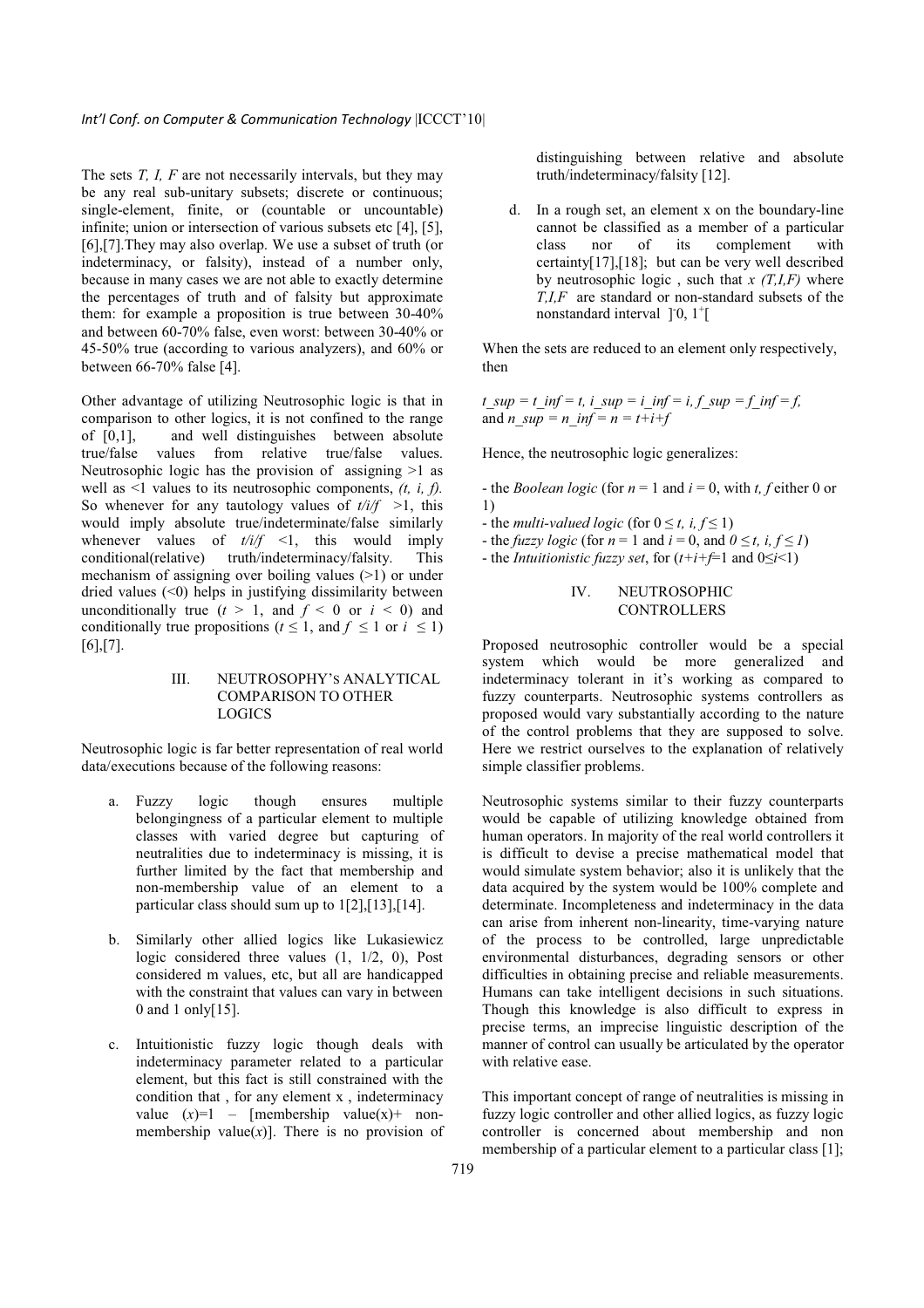The sets *T, I, F* are not necessarily intervals, but they may be any real sub-unitary subsets; discrete or continuous; single-element, finite, or (countable or uncountable) infinite; union or intersection of various subsets etc [4], [5], [6],[7].They may also overlap. We use a subset of truth (or indeterminacy, or falsity), instead of a number only, because in many cases we are not able to exactly determine the percentages of truth and of falsity but approximate them: for example a proposition is true between 30-40% and between 60-70% false, even worst: between 30-40% or 45-50% true (according to various analyzers), and 60% or between 66-70% false [4].

Other advantage of utilizing Neutrosophic logic is that in comparison to other logics, it is not confined to the range of [0,1], and well distinguishes between absolute true/false values from relative true/false values. Neutrosophic logic has the provision of assigning >1 as well as <1 values to its neutrosophic components, *(t, i, f)*. So whenever for any tautology values of $t/i/f$ >1, this would imply absolute true/indeterminate/false similarly whenever values of $t/i/f$ <1, this would imply conditional(relative) truth/indeterminacy/falsity. This mechanism of assigning over boiling values (>1) or under dried values (<0) helps in justifying dissimilarity between unconditionally true ($t > 1$, and $f < 0$ or $i < 0$) and conditionally true propositions ($t \leq 1$, and $f \leq 1$ or $i \leq 1$) [6],[7].

## III. NEUTROSOPHY'S ANALYTICAL COMPARISON TO OTHER LOGICS

Neutrosophic logic is far better representation of real world data/executions because of the following reasons:

a. Fuzzy logic though ensures multiple belongingness of a particular element to multiple classes with varied degree but capturing of neutralities due to indeterminacy is missing, it is further limited by the fact that membership and non-membership value of an element to a particular class should sum up to 1[2],[13],[14].

b. Similarly other allied logics like Lukasiewicz logic considered three values (1, 1/2, 0), Post considered m values, etc, but all are handicapped with the constraint that values can vary in between 0 and 1 only[15].

c. Intuitionistic fuzzy logic though deals with indeterminacy parameter related to a particular element, but this fact is still constrained with the condition that , for any element x , indeterminacy value $(x)=1$ – [membership value(x)+ non-membership value($x$)]. There is no provision of distinguishing between relative and absolute truth/indeterminacy/falsity [12].

d. In a rough set, an element x on the boundary-line cannot be classified as a member of a particular class nor of its complement with certainty[17],[18]; but can be very well described by neutrosophic logic , such that $x$ *(T,I,F)* where *T,I,F* are standard or non-standard subsets of the nonstandard interval $]^-0, 1^+[$

When the sets are reduced to an element only respectively, then

$t\_sup = t\_inf = t,\ i\_sup = i\_inf = i,\ f\_sup = f\_inf = f,$ and $n\_sup = n\_inf = n = t+i+f$

Hence, the neutrosophic logic generalizes:

- the *Boolean logic* (for $n = 1$ and $i = 0$, with $t, f$ either 0 or 1)
- the *multi-valued logic* (for $0 \leq t, i, f \leq 1$)
- the *fuzzy logic* (for $n = 1$ and $i = 0$, and $0 \leq t, i, f \leq 1$)
- the *Intuitionistic fuzzy set*, for ($t+i+f$=1 and $0 \leq i < 1$)

## IV. NEUTROSOPHIC CONTROLLERS

Proposed neutrosophic controller would be a special system which would be more generalized and indeterminacy tolerant in it's working as compared to fuzzy counterparts. Neutrosophic systems controllers as proposed would vary substantially according to the nature of the control problems that they are supposed to solve. Here we restrict ourselves to the explanation of relatively simple classifier problems.

Neutrosophic systems similar to their fuzzy counterparts would be capable of utilizing knowledge obtained from human operators. In majority of the real world controllers it is difficult to devise a precise mathematical model that would simulate system behavior; also it is unlikely that the data acquired by the system would be 100% complete and determinate. Incompleteness and indeterminacy in the data can arise from inherent non-linearity, time-varying nature of the process to be controlled, large unpredictable environmental disturbances, degrading sensors or other difficulties in obtaining precise and reliable measurements. Humans can take intelligent decisions in such situations. Though this knowledge is also difficult to express in precise terms, an imprecise linguistic description of the manner of control can usually be articulated by the operator with relative ease.

This important concept of range of neutralities is missing in fuzzy logic controller and other allied logics, as fuzzy logic controller is concerned about membership and non membership of a particular element to a particular class [1];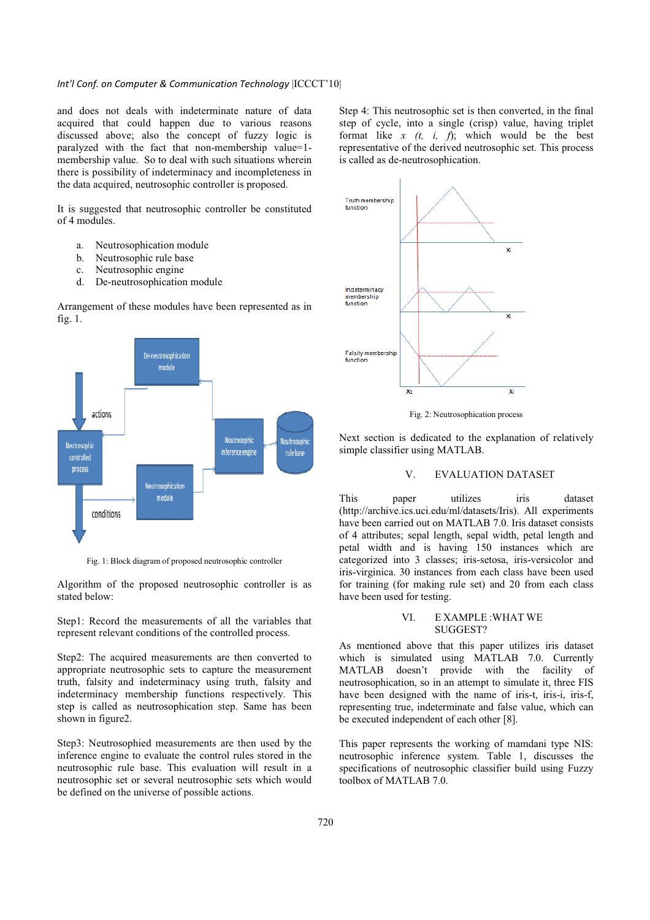and does not deals with indeterminate nature of data acquired that could happen due to various reasons discussed above; also the concept of fuzzy logic is paralyzed with the fact that non-membership value=1-membership value. So to deal with such situations wherein there is possibility of indeterminacy and incompleteness in the data acquired, neutrosophic controller is proposed.

It is suggested that neutrosophic controller be constituted of 4 modules.

a. Neutrosophication module
b. Neutrosophic rule base
c. Neutrosophic engine
d. De-neutrosophication module

Arrangement of these modules have been represented as in fig. 1.

Fig. 1: Block diagram of proposed neutrosophic controller

Algorithm of the proposed neutrosophic controller is as stated below:

Step1: Record the measurements of all the variables that represent relevant conditions of the controlled process.

Step2: The acquired measurements are then converted to appropriate neutrosophic sets to capture the measurement truth, falsity and indeterminacy using truth, falsity and indeterminacy membership functions respectively. This step is called as neutrosophication step. Same has been shown in figure2.

Step3: Neutrosophied measurements are then used by the inference engine to evaluate the control rules stored in the neutrosophic rule base. This evaluation will result in a neutrosophic set or several neutrosophic sets which would be defined on the universe of possible actions.

Step 4: This neutrosophic set is then converted, in the final step of cycle, into a single (crisp) value, having triplet format like *x (t, i, f)*; which would be the best representative of the derived neutrosophic set. This process is called as de-neutrosophication.

Fig. 2: Neutrosophication process

Next section is dedicated to the explanation of relatively simple classifier using MATLAB.

## V. EVALUATION DATASET

This paper utilizes iris dataset (http://archive.ics.uci.edu/ml/datasets/Iris). All experiments have been carried out on MATLAB 7.0. Iris dataset consists of 4 attributes; sepal length, sepal width, petal length and petal width and is having 150 instances which are categorized into 3 classes; iris-setosa, iris-versicolor and iris-virginica. 30 instances from each class have been used for training (for making rule set) and 20 from each class have been used for testing.

## VI. E XAMPLE :WHAT WE SUGGEST?

As mentioned above that this paper utilizes iris dataset which is simulated using MATLAB 7.0. Currently MATLAB doesn't provide with the facility of neutrosophication, so in an attempt to simulate it, three FIS have been designed with the name of iris-t, iris-i, iris-f, representing true, indeterminate and false value, which can be executed independent of each other [8].

This paper represents the working of mamdani type NIS: neutrosophic inference system. Table 1, discusses the specifications of neutrosophic classifier build using Fuzzy toolbox of MATLAB 7.0.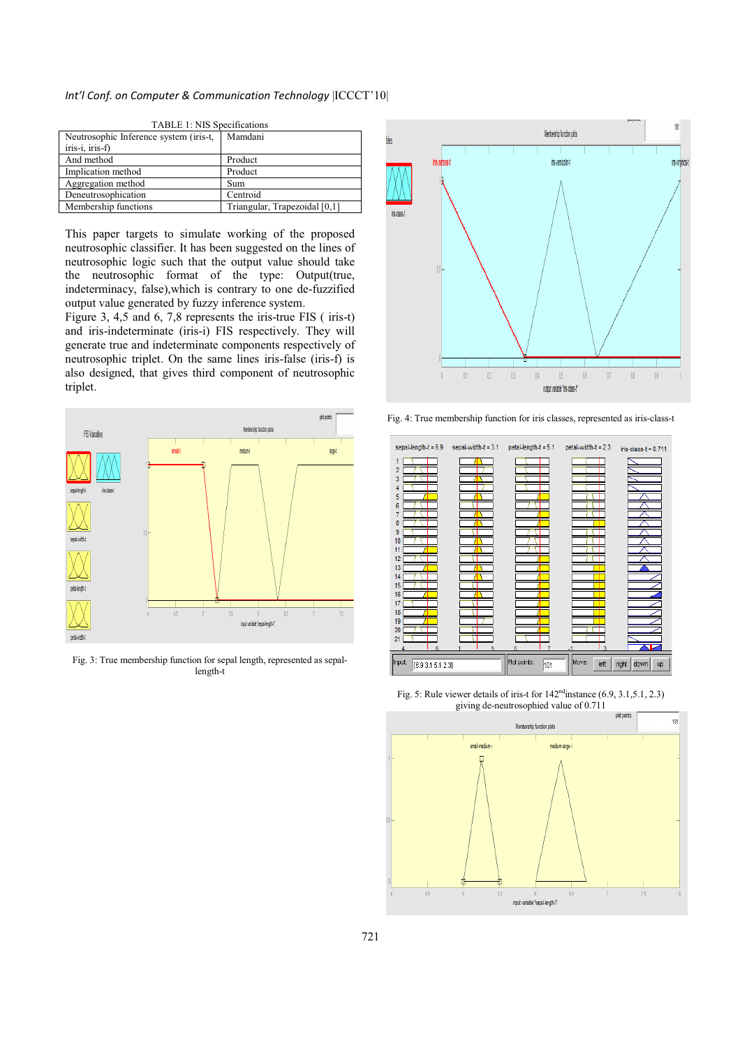TABLE 1: NIS Specifications

| Neutrosophic Inference system (iris-t, iris-i, iris-f) | Mamdani |
|---|---|
| And method | Product |
| Implication method | Product |
| Aggregation method | Sum |
| Deneutrosophication | Centroid |
| Membership functions | Triangular, Trapezoidal [0,1] |

This paper targets to simulate working of the proposed neutrosophic classifier. It has been suggested on the lines of neutrosophic logic such that the output value should take the neutrosophic format of the type: Output(true, indeterminacy, false),which is contrary to one de-fuzzified output value generated by fuzzy inference system.

Figure 3, 4,5 and 6, 7,8 represents the iris-true FIS ( iris-t) and iris-indeterminate (iris-i) FIS respectively. They will generate true and indeterminate components respectively of neutrosophic triplet. On the same lines iris-false (iris-f) is also designed, that gives third component of neutrosophic triplet.

Fig. 3: True membership function for sepal length, represented as sepal-length-t

Fig. 4: True membership function for iris classes, represented as iris-class-t

Fig. 5: Rule viewer details of iris-t for 142[nd] instance (6.9, 3.1,5.1, 2.3) giving de-neutrosophied value of 0.711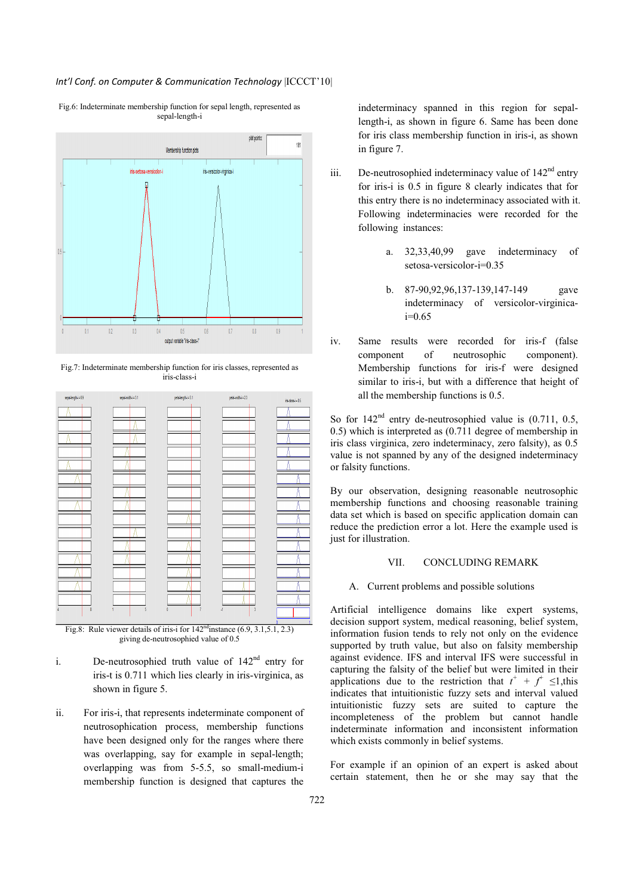Fig.6: Indeterminate membership function for sepal length, represented as sepal-length-i

Fig.7: Indeterminate membership function for iris classes, represented as iris-class-i

Fig.8: Rule viewer details of iris-i for 142[nd] instance (6.9, 3.1, 5.1, 2.3) giving de-neutrosophied value of 0.5

i. De-neutrosophied truth value of 142[nd] entry for iris-t is 0.711 which lies clearly in iris-virginica, as shown in figure 5.

ii. For iris-i, that represents indeterminate component of neutrosophication process, membership functions have been designed only for the ranges where there was overlapping, say for example in sepal-length; overlapping was from 5-5.5, so small-medium-i membership function is designed that captures the indeterminacy spanned in this region for sepal-length-i, as shown in figure 6. Same has been done for iris class membership function in iris-i, as shown in figure 7.

iii. De-neutrosophied indeterminacy value of 142[nd] entry for iris-i is 0.5 in figure 8 clearly indicates that for this entry there is no indeterminacy associated with it. Following indeterminacies were recorded for the following instances:

  a. 32,33,40,99 gave indeterminacy of setosa-versicolor-i=0.35

  b. 87-90,92,96,137-139,147-149 gave indeterminacy of versicolor-virginica-i=0.65

iv. Same results were recorded for iris-f (false component of neutrosophic component). Membership functions for iris-f were designed similar to iris-i, but with a difference that height of all the membership functions is 0.5.

So for 142[nd] entry de-neutrosophied value is (0.711, 0.5, 0.5) which is interpreted as (0.711 degree of membership in iris class virginica, zero indeterminacy, zero falsity), as 0.5 value is not spanned by any of the designed indeterminacy or falsity functions.

By our observation, designing reasonable neutrosophic membership functions and choosing reasonable training data set which is based on specific application domain can reduce the prediction error a lot. Here the example used is just for illustration.

## VII. CONCLUDING REMARK

### A. Current problems and possible solutions

Artificial intelligence domains like expert systems, decision support system, medical reasoning, belief system, information fusion tends to rely not only on the evidence supported by truth value, but also on falsity membership against evidence. IFS and interval IFS were successful in capturing the falsity of the belief but were limited in their applications due to the restriction that $t^{+} + f^{+} \leq 1$,this indicates that intuitionistic fuzzy sets and interval valued intuitionistic fuzzy sets are suited to capture the incompleteness of the problem but cannot handle indeterminate information and inconsistent information which exists commonly in belief systems.

For example if an opinion of an expert is asked about certain statement, then he or she may say that the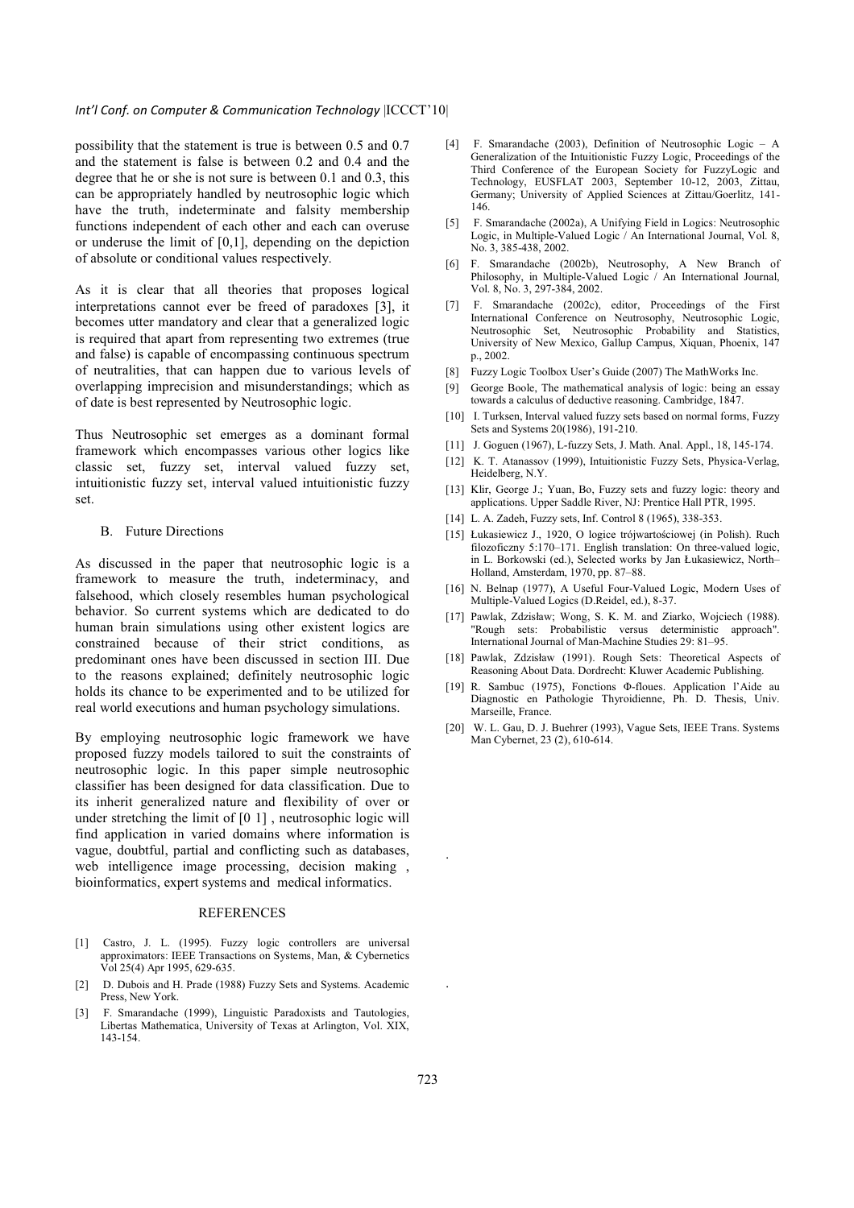possibility that the statement is true is between 0.5 and 0.7 and the statement is false is between 0.2 and 0.4 and the degree that he or she is not sure is between 0.1 and 0.3, this can be appropriately handled by neutrosophic logic which have the truth, indeterminate and falsity membership functions independent of each other and each can overuse or underuse the limit of [0,1], depending on the depiction of absolute or conditional values respectively.

As it is clear that all theories that proposes logical interpretations cannot ever be freed of paradoxes [3], it becomes utter mandatory and clear that a generalized logic is required that apart from representing two extremes (true and false) is capable of encompassing continuous spectrum of neutralities, that can happen due to various levels of overlapping imprecision and misunderstandings; which as of date is best represented by Neutrosophic logic.

Thus Neutrosophic set emerges as a dominant formal framework which encompasses various other logics like classic set, fuzzy set, interval valued fuzzy set, intuitionistic fuzzy set, interval valued intuitionistic fuzzy set.

### B. Future Directions

As discussed in the paper that neutrosophic logic is a framework to measure the truth, indeterminacy, and falsehood, which closely resembles human psychological behavior. So current systems which are dedicated to do human brain simulations using other existent logics are constrained because of their strict conditions, as predominant ones have been discussed in section III. Due to the reasons explained; definitely neutrosophic logic holds its chance to be experimented and to be utilized for real world executions and human psychology simulations.

By employing neutrosophic logic framework we have proposed fuzzy models tailored to suit the constraints of neutrosophic logic. In this paper simple neutrosophic classifier has been designed for data classification. Due to its inherit generalized nature and flexibility of over or under stretching the limit of [0 1] , neutrosophic logic will find application in varied domains where information is vague, doubtful, partial and conflicting such as databases, web intelligence image processing, decision making , bioinformatics, expert systems and medical informatics.

## REFERENCES

[1] Castro, J. L. (1995). Fuzzy logic controllers are universal approximators: IEEE Transactions on Systems, Man, & Cybernetics Vol 25(4) Apr 1995, 629-635.

[2] D. Dubois and H. Prade (1988) Fuzzy Sets and Systems. Academic Press, New York.

[3] F. Smarandache (1999), Linguistic Paradoxists and Tautologies, Libertas Mathematica, University of Texas at Arlington, Vol. XIX, 143-154.

[4] F. Smarandache (2003), Definition of Neutrosophic Logic – A Generalization of the Intuitionistic Fuzzy Logic, Proceedings of the Third Conference of the European Society for FuzzyLogic and Technology, EUSFLAT 2003, September 10-12, 2003, Zittau, Germany; University of Applied Sciences at Zittau/Goerlitz, 141-146.

[5] F. Smarandache (2002a), A Unifying Field in Logics: Neutrosophic Logic, in Multiple-Valued Logic / An International Journal, Vol. 8, No. 3, 385-438, 2002.

[6] F. Smarandache (2002b), Neutrosophy, A New Branch of Philosophy, in Multiple-Valued Logic / An International Journal, Vol. 8, No. 3, 297-384, 2002.

[7] F. Smarandache (2002c), editor, Proceedings of the First International Conference on Neutrosophy, Neutrosophic Logic, Neutrosophic Set, Neutrosophic Probability and Statistics, University of New Mexico, Gallup Campus, Xiquan, Phoenix, 147 p., 2002.

[8] Fuzzy Logic Toolbox User's Guide (2007) The MathWorks Inc.

[9] George Boole, The mathematical analysis of logic: being an essay towards a calculus of deductive reasoning. Cambridge, 1847.

[10] I. Turksen, Interval valued fuzzy sets based on normal forms, Fuzzy Sets and Systems 20(1986), 191-210.

[11] J. Goguen (1967), L-fuzzy Sets, J. Math. Anal. Appl., 18, 145-174.

[12] K. T. Atanassov (1999), Intuitionistic Fuzzy Sets, Physica-Verlag, Heidelberg, N.Y.

[13] Klir, George J.; Yuan, Bo, Fuzzy sets and fuzzy logic: theory and applications. Upper Saddle River, NJ: Prentice Hall PTR, 1995.

[14] L. A. Zadeh, Fuzzy sets, Inf. Control 8 (1965), 338-353.

[15] Łukasiewicz J., 1920, O logice trójwartościowej (in Polish). Ruch filozoficzny 5:170–171. English translation: On three-valued logic, in L. Borkowski (ed.), Selected works by Jan Łukasiewicz, North–Holland, Amsterdam, 1970, pp. 87–88.

[16] N. Belnap (1977), A Useful Four-Valued Logic, Modern Uses of Multiple-Valued Logics (D.Reidel, ed.), 8-37.

[17] Pawlak, Zdzisław; Wong, S. K. M. and Ziarko, Wojciech (1988). "Rough sets: Probabilistic versus deterministic approach". International Journal of Man-Machine Studies 29: 81–95.

[18] Pawlak, Zdzisław (1991). Rough Sets: Theoretical Aspects of Reasoning About Data. Dordrecht: Kluwer Academic Publishing.

[19] R. Sambuc (1975), Fonctions Φ-floues. Application l'Aide au Diagnostic en Pathologie Thyroidienne, Ph. D. Thesis, Univ. Marseille, France.

[20] W. L. Gau, D. J. Buehrer (1993), Vague Sets, IEEE Trans. Systems Man Cybernet, 23 (2), 610-614.